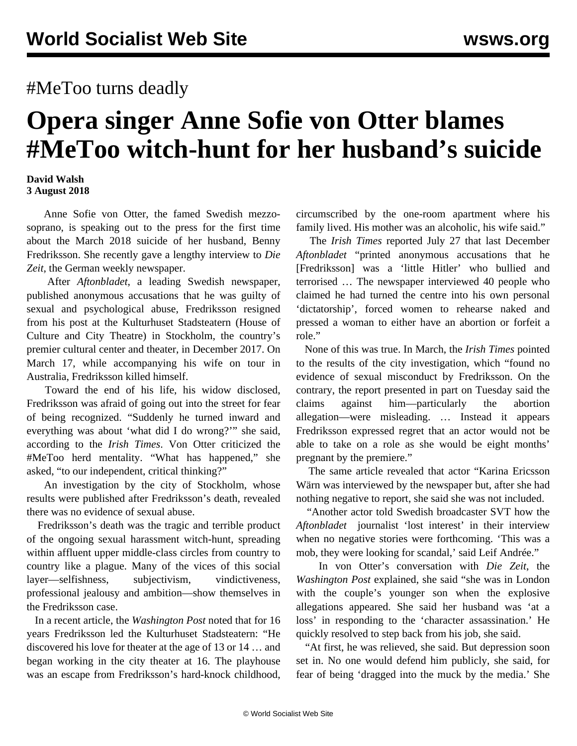#MeToo turns deadly

# Opera singer Anne Sofie von Otter blames #MeToo witch-hunt for her husband's suicide

**David Walsh**
**3 August 2018**

Anne Sofie von Otter, the famed Swedish mezzo-soprano, is speaking out to the press for the first time about the March 2018 suicide of her husband, Benny Fredriksson. She recently gave a lengthy interview to *Die Zeit*, the German weekly newspaper.

After *Aftonbladet*, a leading Swedish newspaper, published anonymous accusations that he was guilty of sexual and psychological abuse, Fredriksson resigned from his post at the Kulturhuset Stadsteatern (House of Culture and City Theatre) in Stockholm, the country's premier cultural center and theater, in December 2017. On March 17, while accompanying his wife on tour in Australia, Fredriksson killed himself.

Toward the end of his life, his widow disclosed, Fredriksson was afraid of going out into the street for fear of being recognized. "Suddenly he turned inward and everything was about 'what did I do wrong?'" she said, according to the *Irish Times*. Von Otter criticized the #MeToo herd mentality. "What has happened," she asked, "to our independent, critical thinking?"

An investigation by the city of Stockholm, whose results were published after Fredriksson's death, revealed there was no evidence of sexual abuse.

Fredriksson's death was the tragic and terrible product of the ongoing sexual harassment witch-hunt, spreading within affluent upper middle-class circles from country to country like a plague. Many of the vices of this social layer—selfishness, subjectivism, vindictiveness, professional jealousy and ambition—show themselves in the Fredriksson case.

In a recent article, the *Washington Post* noted that for 16 years Fredriksson led the Kulturhuset Stadsteatern: "He discovered his love for theater at the age of 13 or 14 … and began working in the city theater at 16. The playhouse was an escape from Fredriksson's hard-knock childhood, circumscribed by the one-room apartment where his family lived. His mother was an alcoholic, his wife said."

The *Irish Times* reported July 27 that last December *Aftonbladet* "printed anonymous accusations that he [Fredriksson] was a 'little Hitler' who bullied and terrorised … The newspaper interviewed 40 people who claimed he had turned the centre into his own personal 'dictatorship', forced women to rehearse naked and pressed a woman to either have an abortion or forfeit a role."

None of this was true. In March, the *Irish Times* pointed to the results of the city investigation, which "found no evidence of sexual misconduct by Fredriksson. On the contrary, the report presented in part on Tuesday said the claims against him—particularly the abortion allegation—were misleading. … Instead it appears Fredriksson expressed regret that an actor would not be able to take on a role as she would be eight months' pregnant by the premiere."

The same article revealed that actor "Karina Ericsson Wärn was interviewed by the newspaper but, after she had nothing negative to report, she said she was not included.

"Another actor told Swedish broadcaster SVT how the *Aftonbladet* journalist 'lost interest' in their interview when no negative stories were forthcoming. 'This was a mob, they were looking for scandal,' said Leif Andrée."

In von Otter's conversation with *Die Zeit*, the *Washington Post* explained, she said "she was in London with the couple's younger son when the explosive allegations appeared. She said her husband was 'at a loss' in responding to the 'character assassination.' He quickly resolved to step back from his job, she said.

"At first, he was relieved, she said. But depression soon set in. No one would defend him publicly, she said, for fear of being 'dragged into the muck by the media.' She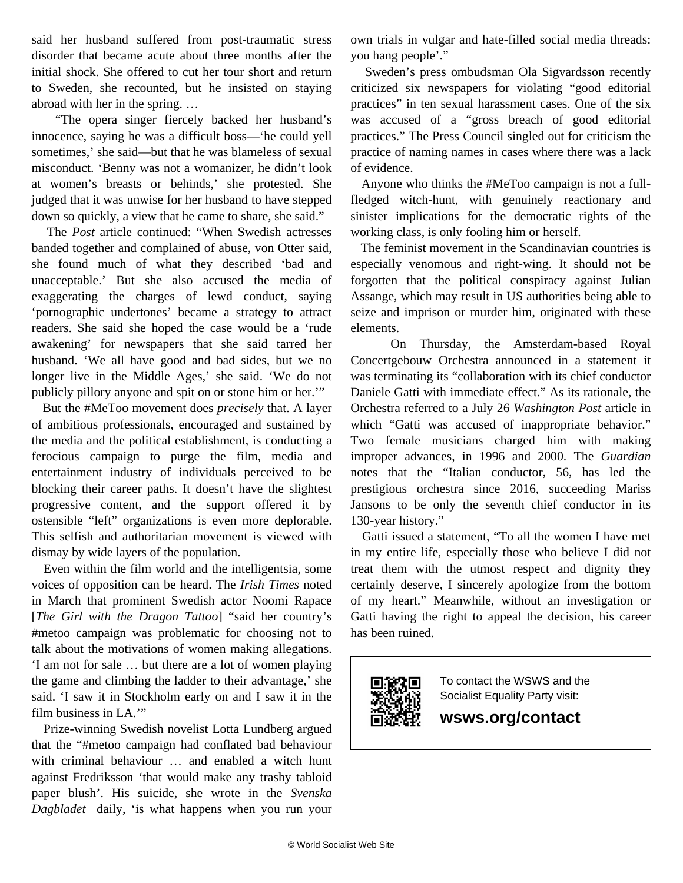said her husband suffered from post-traumatic stress disorder that became acute about three months after the initial shock. She offered to cut her tour short and return to Sweden, she recounted, but he insisted on staying abroad with her in the spring. …

"The opera singer fiercely backed her husband's innocence, saying he was a difficult boss—'he could yell sometimes,' she said—but that he was blameless of sexual misconduct. 'Benny was not a womanizer, he didn't look at women's breasts or behinds,' she protested. She judged that it was unwise for her husband to have stepped down so quickly, a view that he came to share, she said."

The *Post* article continued: "When Swedish actresses banded together and complained of abuse, von Otter said, she found much of what they described 'bad and unacceptable.' But she also accused the media of exaggerating the charges of lewd conduct, saying 'pornographic undertones' became a strategy to attract readers. She said she hoped the case would be a 'rude awakening' for newspapers that she said tarred her husband. 'We all have good and bad sides, but we no longer live in the Middle Ages,' she said. 'We do not publicly pillory anyone and spit on or stone him or her.'"

But the #MeToo movement does *precisely* that. A layer of ambitious professionals, encouraged and sustained by the media and the political establishment, is conducting a ferocious campaign to purge the film, media and entertainment industry of individuals perceived to be blocking their career paths. It doesn't have the slightest progressive content, and the support offered it by ostensible "left" organizations is even more deplorable. This selfish and authoritarian movement is viewed with dismay by wide layers of the population.

Even within the film world and the intelligentsia, some voices of opposition can be heard. The *Irish Times* noted in March that prominent Swedish actor Noomi Rapace [*The Girl with the Dragon Tattoo*] "said her country's #metoo campaign was problematic for choosing not to talk about the motivations of women making allegations. 'I am not for sale … but there are a lot of women playing the game and climbing the ladder to their advantage,' she said. 'I saw it in Stockholm early on and I saw it in the film business in LA.'"

Prize-winning Swedish novelist Lotta Lundberg argued that the "#metoo campaign had conflated bad behaviour with criminal behaviour … and enabled a witch hunt against Fredriksson 'that would make any trashy tabloid paper blush'. His suicide, she wrote in the *Svenska Dagbladet* daily, 'is what happens when you run your own trials in vulgar and hate-filled social media threads: you hang people'."

Sweden's press ombudsman Ola Sigvardsson recently criticized six newspapers for violating "good editorial practices" in ten sexual harassment cases. One of the six was accused of a "gross breach of good editorial practices." The Press Council singled out for criticism the practice of naming names in cases where there was a lack of evidence.

Anyone who thinks the #MeToo campaign is not a full-fledged witch-hunt, with genuinely reactionary and sinister implications for the democratic rights of the working class, is only fooling him or herself.

The feminist movement in the Scandinavian countries is especially venomous and right-wing. It should not be forgotten that the political conspiracy against Julian Assange, which may result in US authorities being able to seize and imprison or murder him, originated with these elements.

On Thursday, the Amsterdam-based Royal Concertgebouw Orchestra announced in a statement it was terminating its "collaboration with its chief conductor Daniele Gatti with immediate effect." As its rationale, the Orchestra referred to a July 26 *Washington Post* article in which "Gatti was accused of inappropriate behavior." Two female musicians charged him with making improper advances, in 1996 and 2000. The *Guardian* notes that the "Italian conductor, 56, has led the prestigious orchestra since 2016, succeeding Mariss Jansons to be only the seventh chief conductor in its 130-year history."

Gatti issued a statement, "To all the women I have met in my entire life, especially those who believe I did not treat them with the utmost respect and dignity they certainly deserve, I sincerely apologize from the bottom of my heart." Meanwhile, without an investigation or Gatti having the right to appeal the decision, his career has been ruined.

To contact the WSWS and the Socialist Equality Party visit:

**wsws.org/contact**